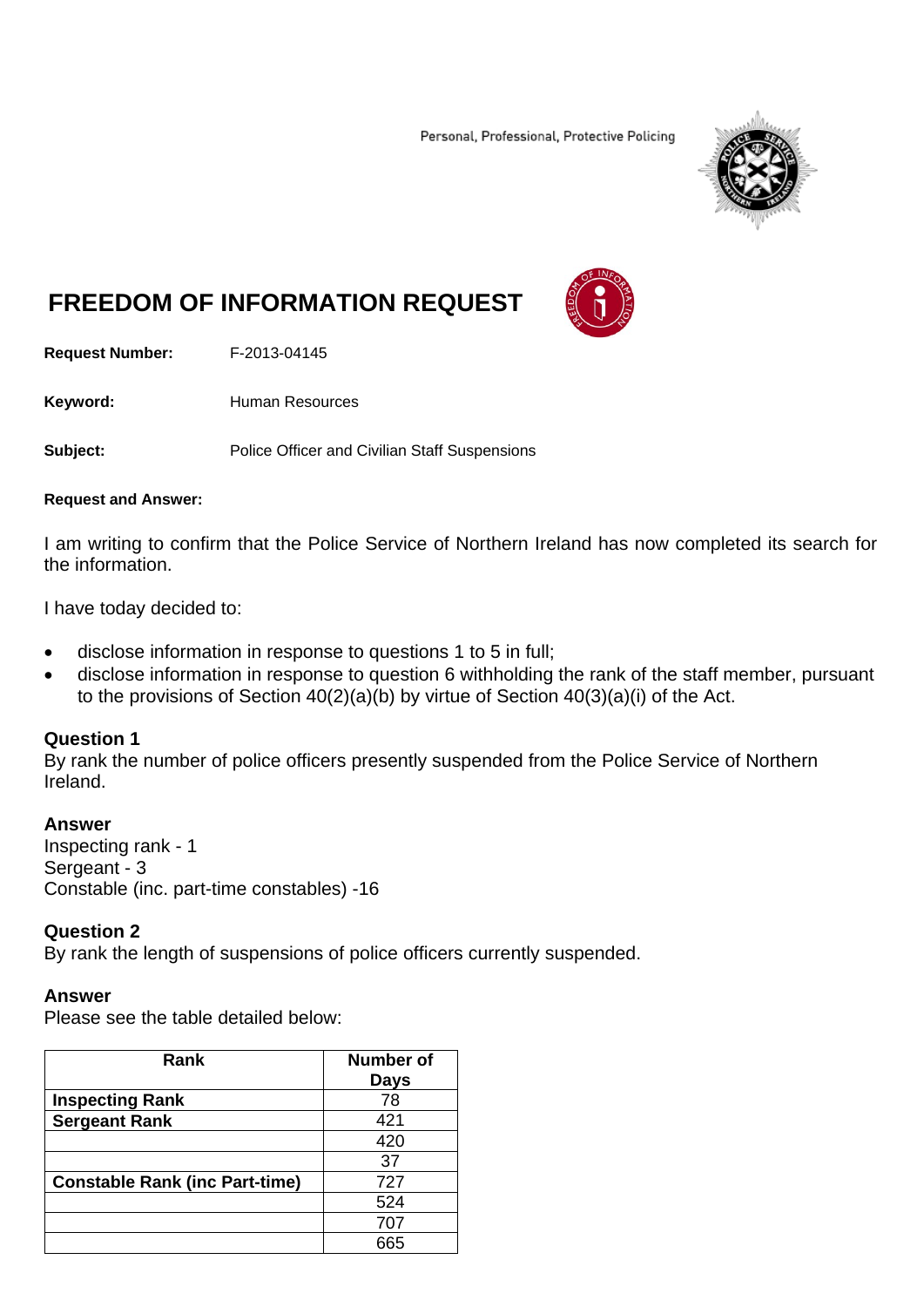Personal, Professional, Protective Policing

# FREEDOM OF INFORMATION REQUEST

**Request Number:** F-2013-04145

**Keyword:** Human Resources

**Subject:** Police Officer and Civilian Staff Suspensions

**Request and Answer:**

I am writing to confirm that the Police Service of Northern Ireland has now completed its search for the information.

I have today decided to:

- disclose information in response to questions 1 to 5 in full;
- disclose information in response to question 6 withholding the rank of the staff member, pursuant to the provisions of Section 40(2)(a)(b) by virtue of Section 40(3)(a)(i) of the Act.

### Question 1

By rank the number of police officers presently suspended from the Police Service of Northern Ireland.

### Answer

Inspecting rank - 1
Sergeant - 3
Constable (inc. part-time constables) -16

### Question 2

By rank the length of suspensions of police officers currently suspended.

### Answer

Please see the table detailed below:

| Rank | Number of Days |
|---|---|
| **Inspecting Rank** | 78 |
| **Sergeant Rank** | 421 |
| | 420 |
| | 37 |
| **Constable Rank (inc Part-time)** | 727 |
| | 524 |
| | 707 |
| | 665 |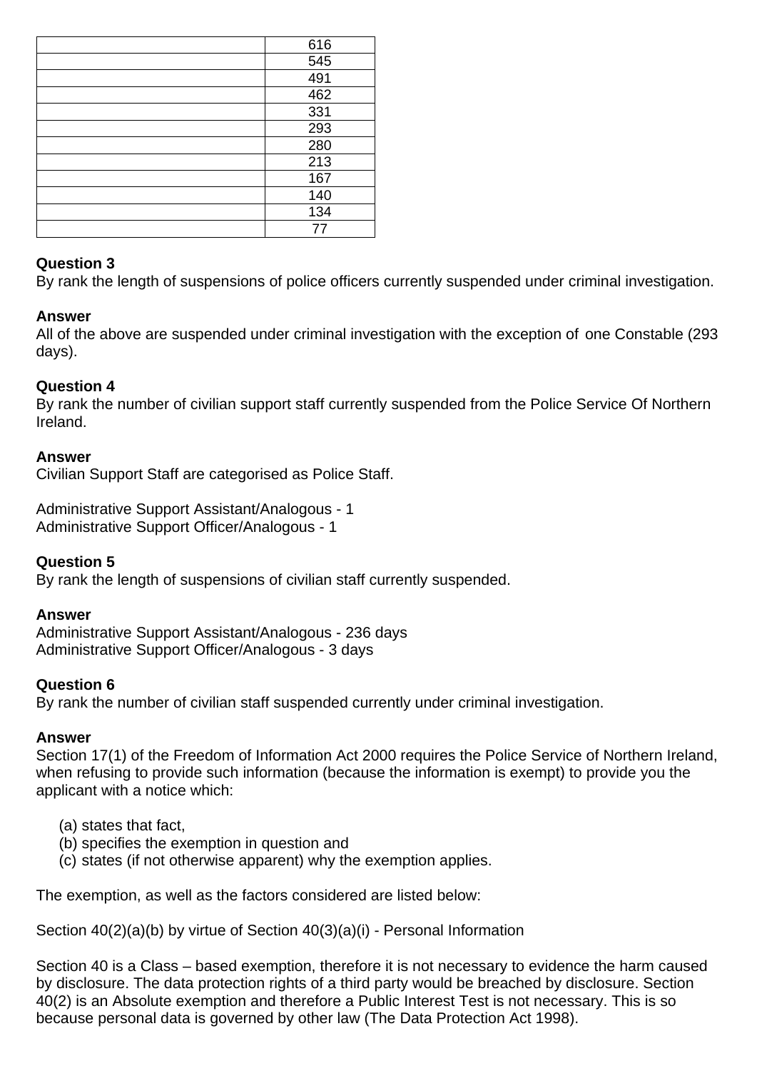| | |
|---|---|
| | 616 |
| | 545 |
| | 491 |
| | 462 |
| | 331 |
| | 293 |
| | 280 |
| | 213 |
| | 167 |
| | 140 |
| | 134 |
| | 77 |

**Question 3**
By rank the length of suspensions of police officers currently suspended under criminal investigation.

**Answer**
All of the above are suspended under criminal investigation with the exception of one Constable (293 days).

**Question 4**
By rank the number of civilian support staff currently suspended from the Police Service Of Northern Ireland.

**Answer**
Civilian Support Staff are categorised as Police Staff.

Administrative Support Assistant/Analogous - 1
Administrative Support Officer/Analogous - 1

**Question 5**
By rank the length of suspensions of civilian staff currently suspended.

**Answer**
Administrative Support Assistant/Analogous - 236 days
Administrative Support Officer/Analogous - 3 days

**Question 6**
By rank the number of civilian staff suspended currently under criminal investigation.

**Answer**
Section 17(1) of the Freedom of Information Act 2000 requires the Police Service of Northern Ireland, when refusing to provide such information (because the information is exempt) to provide you the applicant with a notice which:

(a) states that fact,
(b) specifies the exemption in question and
(c) states (if not otherwise apparent) why the exemption applies.

The exemption, as well as the factors considered are listed below:

Section 40(2)(a)(b) by virtue of Section 40(3)(a)(i) - Personal Information

Section 40 is a Class – based exemption, therefore it is not necessary to evidence the harm caused by disclosure. The data protection rights of a third party would be breached by disclosure. Section 40(2) is an Absolute exemption and therefore a Public Interest Test is not necessary. This is so because personal data is governed by other law (The Data Protection Act 1998).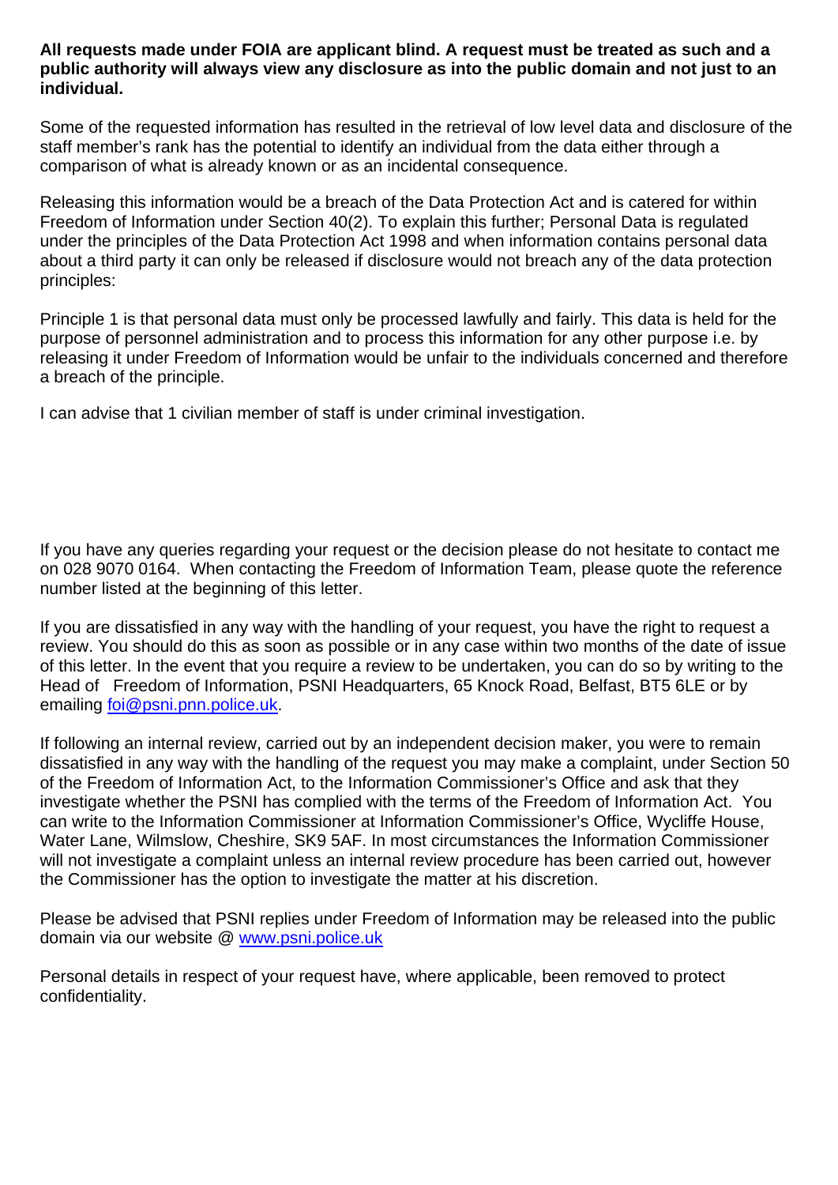**All requests made under FOIA are applicant blind. A request must be treated as such and a public authority will always view any disclosure as into the public domain and not just to an individual.**

Some of the requested information has resulted in the retrieval of low level data and disclosure of the staff member's rank has the potential to identify an individual from the data either through a comparison of what is already known or as an incidental consequence.

Releasing this information would be a breach of the Data Protection Act and is catered for within Freedom of Information under Section 40(2). To explain this further; Personal Data is regulated under the principles of the Data Protection Act 1998 and when information contains personal data about a third party it can only be released if disclosure would not breach any of the data protection principles:

Principle 1 is that personal data must only be processed lawfully and fairly. This data is held for the purpose of personnel administration and to process this information for any other purpose i.e. by releasing it under Freedom of Information would be unfair to the individuals concerned and therefore a breach of the principle.

I can advise that 1 civilian member of staff is under criminal investigation.

If you have any queries regarding your request or the decision please do not hesitate to contact me on 028 9070 0164. When contacting the Freedom of Information Team, please quote the reference number listed at the beginning of this letter.

If you are dissatisfied in any way with the handling of your request, you have the right to request a review. You should do this as soon as possible or in any case within two months of the date of issue of this letter. In the event that you require a review to be undertaken, you can do so by writing to the Head of Freedom of Information, PSNI Headquarters, 65 Knock Road, Belfast, BT5 6LE or by emailing [foi@psni.pnn.police.uk](mailto:foi@psni.pnn.police.uk).

If following an internal review, carried out by an independent decision maker, you were to remain dissatisfied in any way with the handling of the request you may make a complaint, under Section 50 of the Freedom of Information Act, to the Information Commissioner's Office and ask that they investigate whether the PSNI has complied with the terms of the Freedom of Information Act. You can write to the Information Commissioner at Information Commissioner's Office, Wycliffe House, Water Lane, Wilmslow, Cheshire, SK9 5AF. In most circumstances the Information Commissioner will not investigate a complaint unless an internal review procedure has been carried out, however the Commissioner has the option to investigate the matter at his discretion.

Please be advised that PSNI replies under Freedom of Information may be released into the public domain via our website @ [www.psni.police.uk](http://www.psni.police.uk)

Personal details in respect of your request have, where applicable, been removed to protect confidentiality.